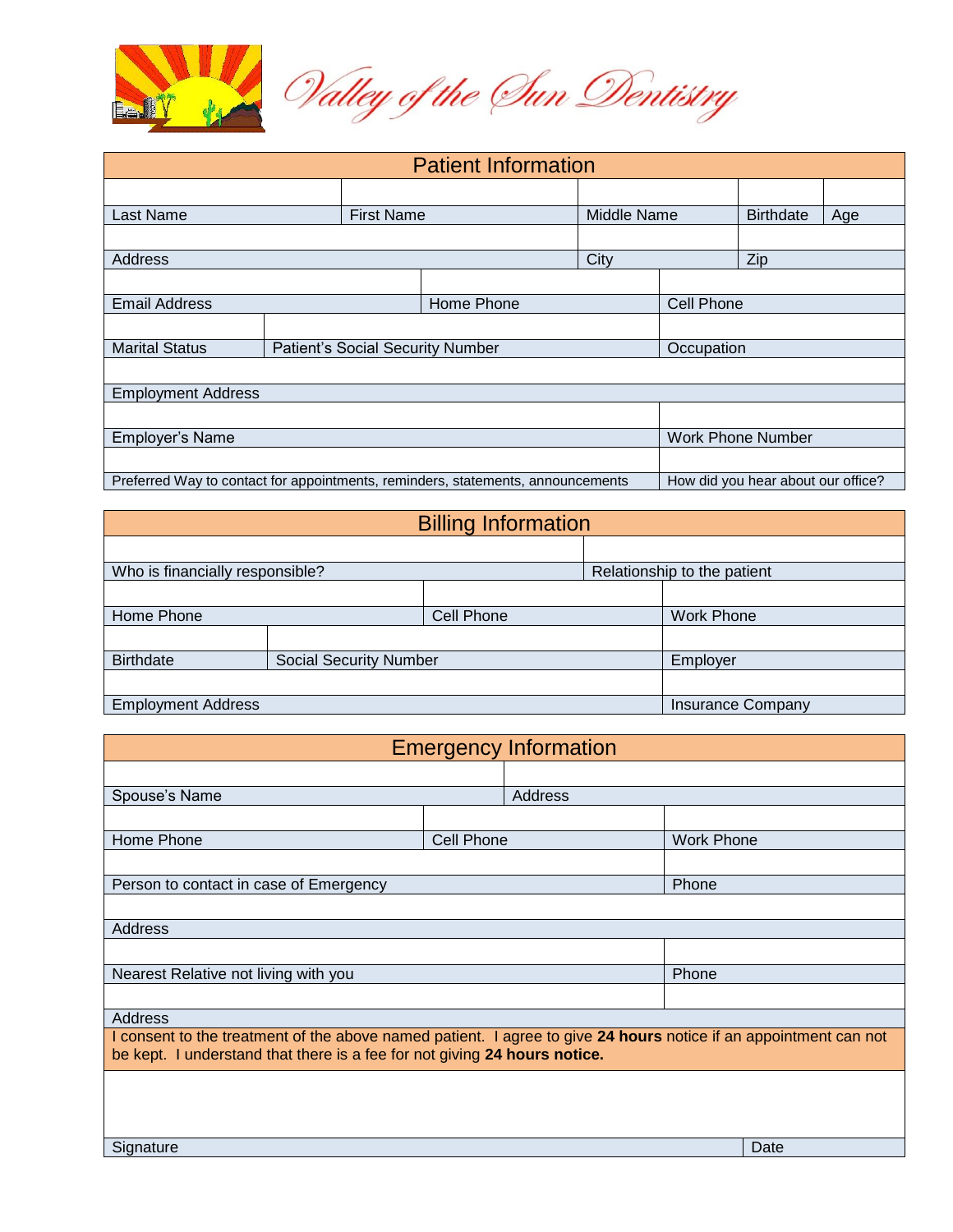# Valley of the Sun Dentistry

## Patient Information

| Last Name | First Name | Middle Name | Birthdate | Age |
|---|---|---|---|---|
| | | | | |

| Address | City | Zip |
|---|---|---|
| | | |

| Email Address | Home Phone | Cell Phone |
|---|---|---|
| | | |

| Marital Status | Patient's Social Security Number | Occupation |
|---|---|---|
| | | |

| Employment Address |
|---|
| |

| Employer's Name | Work Phone Number |
|---|---|
| | |

| Preferred Way to contact for appointments, reminders, statements, announcements | How did you hear about our office? |
|---|---|
| | |

## Billing Information

| Who is financially responsible? | Relationship to the patient |
|---|---|
| | |

| Home Phone | Cell Phone | Work Phone |
|---|---|---|
| | | |

| Birthdate | Social Security Number | Employer |
|---|---|---|
| | | |

| Employment Address | Insurance Company |
|---|---|
| | |

## Emergency Information

| Spouse's Name | Address |
|---|---|
| | |

| Home Phone | Cell Phone | Work Phone |
|---|---|---|
| | | |

| Person to contact in case of Emergency | Phone |
|---|---|
| | |

| Address |
|---|
| |

| Nearest Relative not living with you | Phone |
|---|---|
| | |

| Address |
|---|
| |

I consent to the treatment of the above named patient. I agree to give **24 hours** notice if an appointment can not be kept. I understand that there is a fee for not giving **24 hours notice.**

| Signature | Date |
|---|---|
| | |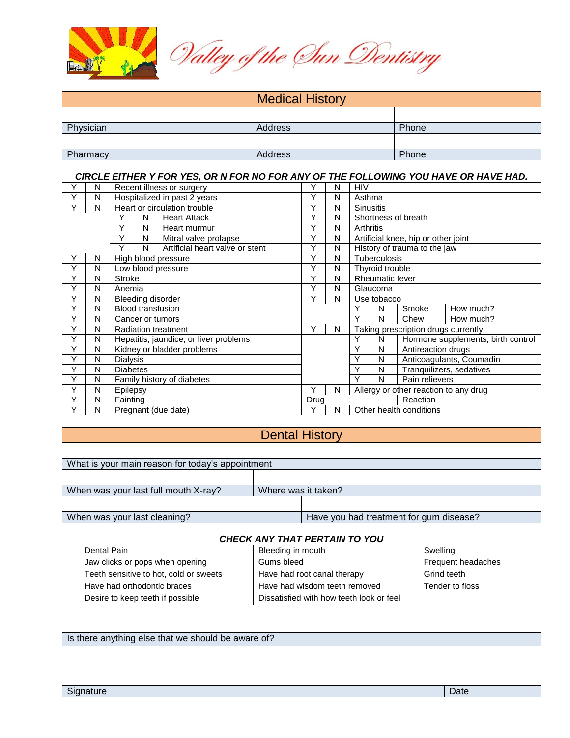Valley of the Sun Dentistry

## Medical History

| Physician | Address | Phone |
|---|---|---|
| Pharmacy | Address | Phone |

***CIRCLE EITHER Y FOR YES, OR N FOR NO FOR ANY OF THE FOLLOWING YOU HAVE OR HAVE HAD.***

| | | | | | |
|---|---|---|---|---|---|
| Y | N | Recent illness or surgery | Y | N | HIV |
| Y | N | Hospitalized in past 2 years | Y | N | Asthma |
| Y | N | Heart or circulation trouble | Y | N | Sinusitis |
| | | Y N Heart Attack | Y | N | Shortness of breath |
| | | Y N Heart murmur | Y | N | Arthritis |
| | | Y N Mitral valve prolapse | Y | N | Artificial knee, hip or other joint |
| | | Y N Artificial heart valve or stent | Y | N | History of trauma to the jaw |
| Y | N | High blood pressure | Y | N | Tuberculosis |
| Y | N | Low blood pressure | Y | N | Thyroid trouble |
| Y | N | Stroke | Y | N | Rheumatic fever |
| Y | N | Anemia | Y | N | Glaucoma |
| Y | N | Bleeding disorder | Y | N | Use tobacco |
| Y | N | Blood transfusion | | | Y N Smoke — How much? |
| Y | N | Cancer or tumors | | | Y N Chew — How much? |
| Y | N | Radiation treatment | Y | N | Taking prescription drugs currently |
| Y | N | Hepatitis, jaundice, or liver problems | | | Y N Hormone supplements, birth control |
| Y | N | Kidney or bladder problems | | | Y N Antireaction drugs |
| Y | N | Dialysis | | | Y N Anticoagulants, Coumadin |
| Y | N | Diabetes | | | Y N Tranquilizers, sedatives |
| Y | N | Family history of diabetes | | | Y N Pain relievers |
| Y | N | Epilepsy | Y | N | Allergy or other reaction to any drug |
| Y | N | Fainting | Drug | | Reaction |
| Y | N | Pregnant (due date) | Y | N | Other health conditions |

## Dental History

What is your main reason for today's appointment

| When was your last full mouth X-ray? | Where was it taken? |
|---|---|
| When was your last cleaning? | Have you had treatment for gum disease? |

***CHECK ANY THAT PERTAIN TO YOU***

| | | | | | |
|---|---|---|---|---|---|
| | Dental Pain | | Bleeding in mouth | | Swelling |
| | Jaw clicks or pops when opening | | Gums bleed | | Frequent headaches |
| | Teeth sensitive to hot, cold or sweets | | Have had root canal therapy | | Grind teeth |
| | Have had orthodontic braces | | Have had wisdom teeth removed | | Tender to floss |
| | Desire to keep teeth if possible | | Dissatisfied with how teeth look or feel | | |

Is there anything else that we should be aware of?

| Signature | Date |
|---|---|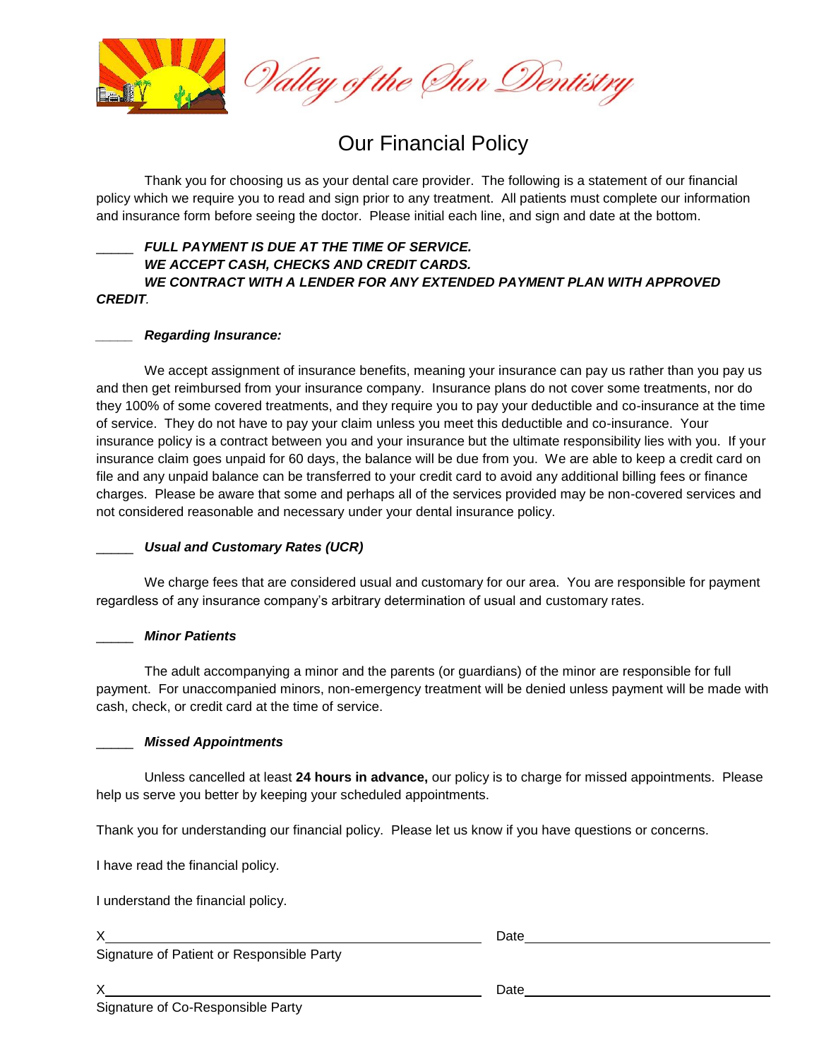Valley of the Sun Dentistry

# Our Financial Policy

Thank you for choosing us as your dental care provider. The following is a statement of our financial policy which we require you to read and sign prior to any treatment. All patients must complete our information and insurance form before seeing the doctor. Please initial each line, and sign and date at the bottom.

_____ ***FULL PAYMENT IS DUE AT THE TIME OF SERVICE.***
***WE ACCEPT CASH, CHECKS AND CREDIT CARDS.***
***WE CONTRACT WITH A LENDER FOR ANY EXTENDED PAYMENT PLAN WITH APPROVED CREDIT.***

_____ ***Regarding Insurance:***

We accept assignment of insurance benefits, meaning your insurance can pay us rather than you pay us and then get reimbursed from your insurance company. Insurance plans do not cover some treatments, nor do they 100% of some covered treatments, and they require you to pay your deductible and co-insurance at the time of service. They do not have to pay your claim unless you meet this deductible and co-insurance. Your insurance policy is a contract between you and your insurance but the ultimate responsibility lies with you. If your insurance claim goes unpaid for 60 days, the balance will be due from you. We are able to keep a credit card on file and any unpaid balance can be transferred to your credit card to avoid any additional billing fees or finance charges. Please be aware that some and perhaps all of the services provided may be non-covered services and not considered reasonable and necessary under your dental insurance policy.

_____ ***Usual and Customary Rates (UCR)***

We charge fees that are considered usual and customary for our area. You are responsible for payment regardless of any insurance company's arbitrary determination of usual and customary rates.

_____ ***Minor Patients***

The adult accompanying a minor and the parents (or guardians) of the minor are responsible for full payment. For unaccompanied minors, non-emergency treatment will be denied unless payment will be made with cash, check, or credit card at the time of service.

_____ ***Missed Appointments***

Unless cancelled at least **24 hours in advance,** our policy is to charge for missed appointments. Please help us serve you better by keeping your scheduled appointments.

Thank you for understanding our financial policy. Please let us know if you have questions or concerns.

I have read the financial policy.

I understand the financial policy.

X_______________________________________ Date_______________________
Signature of Patient or Responsible Party

X_______________________________________ Date_______________________
Signature of Co-Responsible Party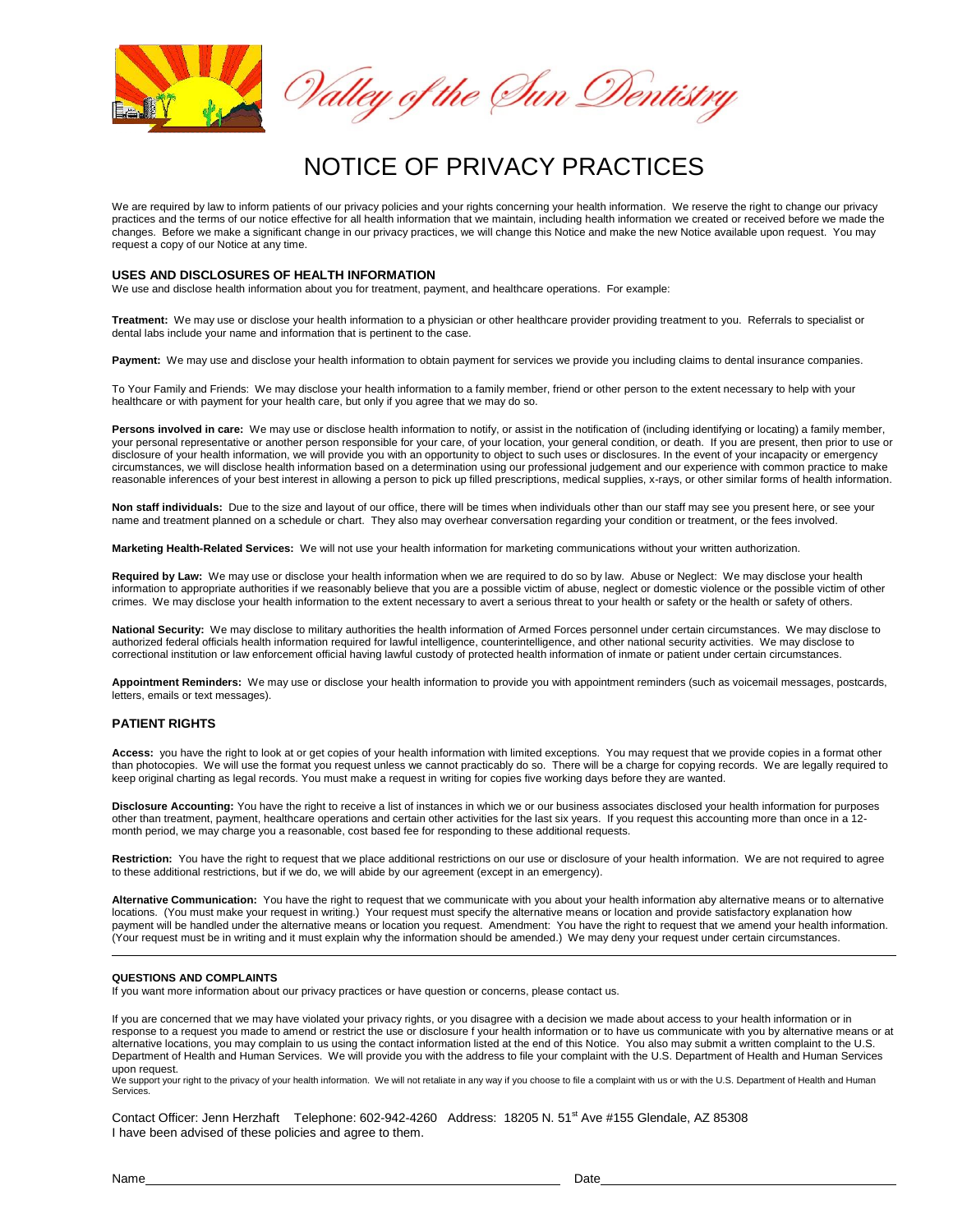Valley of the Sun Dentistry

# NOTICE OF PRIVACY PRACTICES

We are required by law to inform patients of our privacy policies and your rights concerning your health information. We reserve the right to change our privacy practices and the terms of our notice effective for all health information that we maintain, including health information we created or received before we made the changes. Before we make a significant change in our privacy practices, we will change this Notice and make the new Notice available upon request. You may request a copy of our Notice at any time.

## USES AND DISCLOSURES OF HEALTH INFORMATION

We use and disclose health information about you for treatment, payment, and healthcare operations. For example:

**Treatment:** We may use or disclose your health information to a physician or other healthcare provider providing treatment to you. Referrals to specialist or dental labs include your name and information that is pertinent to the case.

**Payment:** We may use and disclose your health information to obtain payment for services we provide you including claims to dental insurance companies.

To Your Family and Friends: We may disclose your health information to a family member, friend or other person to the extent necessary to help with your healthcare or with payment for your health care, but only if you agree that we may do so.

**Persons involved in care:** We may use or disclose health information to notify, or assist in the notification of (including identifying or locating) a family member, your personal representative or another person responsible for your care, of your location, your general condition, or death. If you are present, then prior to use or disclosure of your health information, we will provide you with an opportunity to object to such uses or disclosures. In the event of your incapacity or emergency circumstances, we will disclose health information based on a determination using our professional judgement and our experience with common practice to make reasonable inferences of your best interest in allowing a person to pick up filled prescriptions, medical supplies, x-rays, or other similar forms of health information.

**Non staff individuals:** Due to the size and layout of our office, there will be times when individuals other than our staff may see you present here, or see your name and treatment planned on a schedule or chart. They also may overhear conversation regarding your condition or treatment, or the fees involved.

**Marketing Health-Related Services:** We will not use your health information for marketing communications without your written authorization.

**Required by Law:** We may use or disclose your health information when we are required to do so by law. Abuse or Neglect: We may disclose your health information to appropriate authorities if we reasonably believe that you are a possible victim of abuse, neglect or domestic violence or the possible victim of other crimes. We may disclose your health information to the extent necessary to avert a serious threat to your health or safety or the health or safety of others.

**National Security:** We may disclose to military authorities the health information of Armed Forces personnel under certain circumstances. We may disclose to authorized federal officials health information required for lawful intelligence, counterintelligence, and other national security activities. We may disclose to correctional institution or law enforcement official having lawful custody of protected health information of inmate or patient under certain circumstances.

**Appointment Reminders:** We may use or disclose your health information to provide you with appointment reminders (such as voicemail messages, postcards, letters, emails or text messages).

## PATIENT RIGHTS

**Access:** you have the right to look at or get copies of your health information with limited exceptions. You may request that we provide copies in a format other than photocopies. We will use the format you request unless we cannot practicably do so. There will be a charge for copying records. We are legally required to keep original charting as legal records. You must make a request in writing for copies five working days before they are wanted.

**Disclosure Accounting:** You have the right to receive a list of instances in which we or our business associates disclosed your health information for purposes other than treatment, payment, healthcare operations and certain other activities for the last six years. If you request this accounting more than once in a 12-month period, we may charge you a reasonable, cost based fee for responding to these additional requests.

**Restriction:** You have the right to request that we place additional restrictions on our use or disclosure of your health information. We are not required to agree to these additional restrictions, but if we do, we will abide by our agreement (except in an emergency).

**Alternative Communication:** You have the right to request that we communicate with you about your health information aby alternative means or to alternative locations. (You must make your request in writing.) Your request must specify the alternative means or location and provide satisfactory explanation how payment will be handled under the alternative means or location you request. Amendment: You have the right to request that we amend your health information. (Your request must be in writing and it must explain why the information should be amended.) We may deny your request under certain circumstances.

---

### QUESTIONS AND COMPLAINTS

If you want more information about our privacy practices or have question or concerns, please contact us.

If you are concerned that we may have violated your privacy rights, or you disagree with a decision we made about access to your health information or in response to a request you made to amend or restrict the use or disclosure f your health information or to have us communicate with you by alternative means or at alternative locations, you may complain to us using the contact information listed at the end of this Notice. You also may submit a written complaint to the U.S. Department of Health and Human Services. We will provide you with the address to file your complaint with the U.S. Department of Health and Human Services upon request.

We support your right to the privacy of your health information. We will not retaliate in any way if you choose to file a complaint with us or with the U.S. Department of Health and Human Services.

Contact Officer: Jenn Herzhaft Telephone: 602-942-4260 Address: 18205 N. 51st Ave #155 Glendale, AZ 85308

I have been advised of these policies and agree to them.

Name\_\_\_\_\_\_\_\_\_\_\_\_\_\_\_\_\_\_\_\_\_\_\_\_\_\_\_\_\_\_\_\_\_\_\_\_\_\_\_\_ Date\_\_\_\_\_\_\_\_\_\_\_\_\_\_\_\_\_\_\_\_\_\_\_\_\_\_\_\_